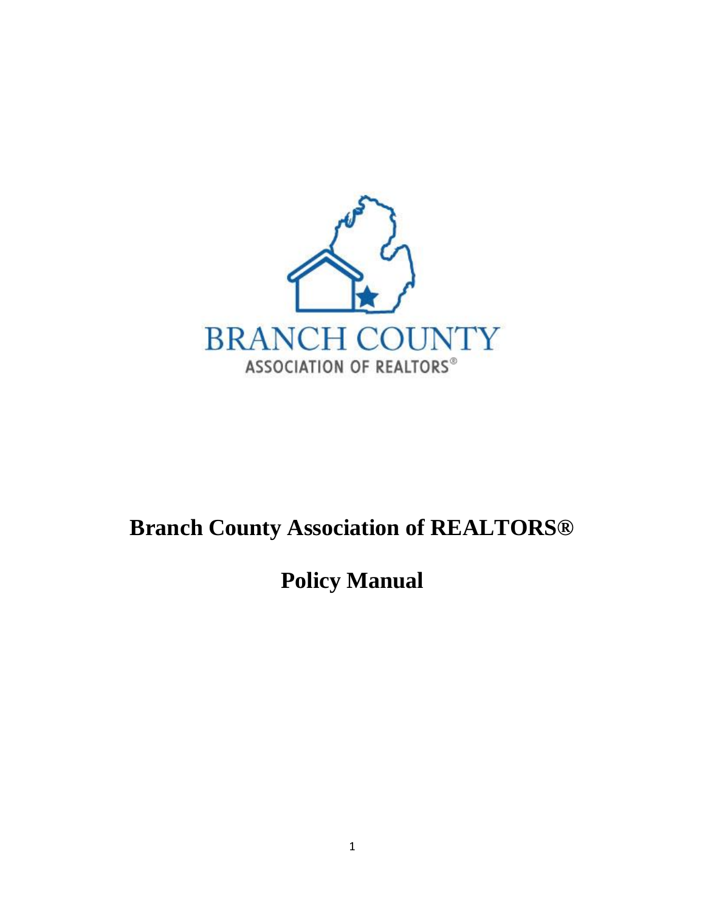BRANCH COUNTY

ASSOCIATION OF REALTORS®

# Branch County Association of REALTORS®

# Policy Manual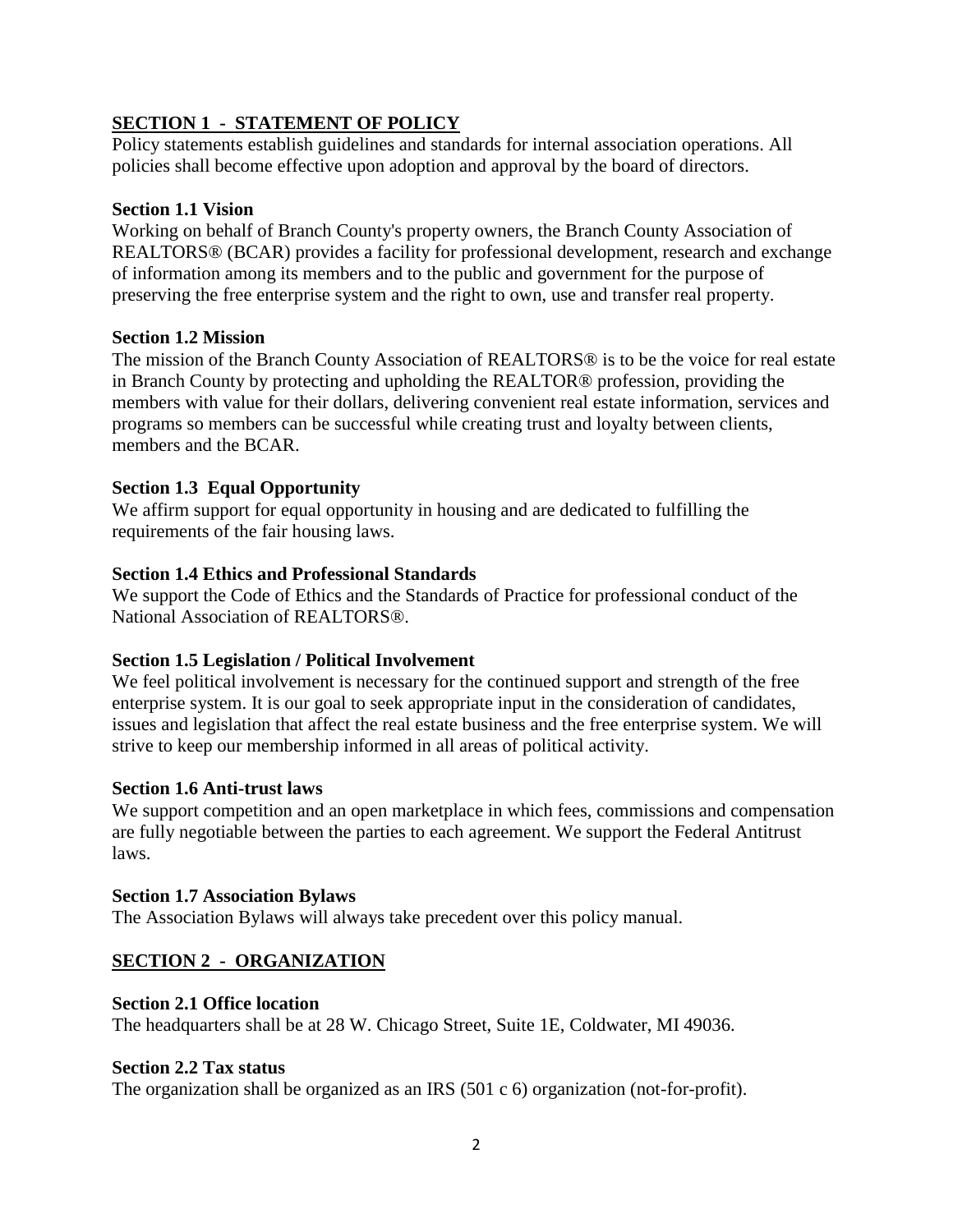## SECTION 1 - STATEMENT OF POLICY

Policy statements establish guidelines and standards for internal association operations. All policies shall become effective upon adoption and approval by the board of directors.

### Section 1.1 Vision

Working on behalf of Branch County's property owners, the Branch County Association of REALTORS® (BCAR) provides a facility for professional development, research and exchange of information among its members and to the public and government for the purpose of preserving the free enterprise system and the right to own, use and transfer real property.

### Section 1.2 Mission

The mission of the Branch County Association of REALTORS® is to be the voice for real estate in Branch County by protecting and upholding the REALTOR® profession, providing the members with value for their dollars, delivering convenient real estate information, services and programs so members can be successful while creating trust and loyalty between clients, members and the BCAR.

### Section 1.3 Equal Opportunity

We affirm support for equal opportunity in housing and are dedicated to fulfilling the requirements of the fair housing laws.

### Section 1.4 Ethics and Professional Standards

We support the Code of Ethics and the Standards of Practice for professional conduct of the National Association of REALTORS®.

### Section 1.5 Legislation / Political Involvement

We feel political involvement is necessary for the continued support and strength of the free enterprise system. It is our goal to seek appropriate input in the consideration of candidates, issues and legislation that affect the real estate business and the free enterprise system. We will strive to keep our membership informed in all areas of political activity.

### Section 1.6 Anti-trust laws

We support competition and an open marketplace in which fees, commissions and compensation are fully negotiable between the parties to each agreement. We support the Federal Antitrust laws.

### Section 1.7 Association Bylaws

The Association Bylaws will always take precedent over this policy manual.

## SECTION 2 - ORGANIZATION

### Section 2.1 Office location

The headquarters shall be at 28 W. Chicago Street, Suite 1E, Coldwater, MI 49036.

### Section 2.2 Tax status

The organization shall be organized as an IRS (501 c 6) organization (not-for-profit).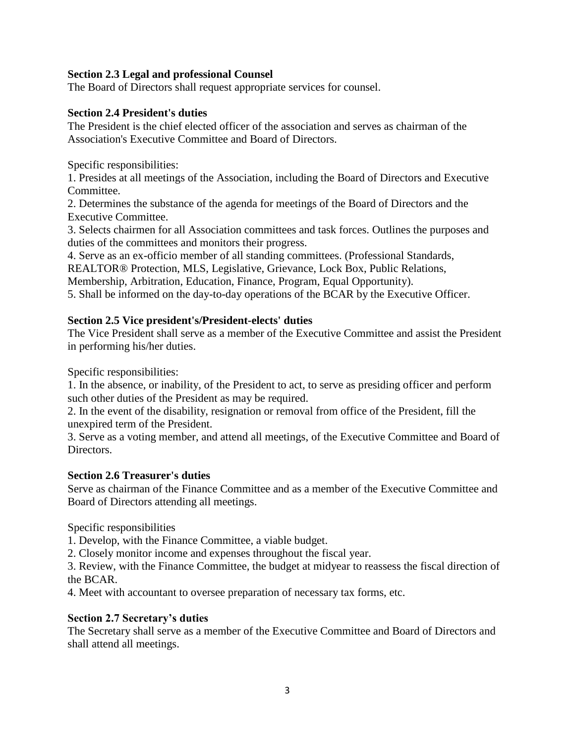**Section 2.3 Legal and professional Counsel**

The Board of Directors shall request appropriate services for counsel.

**Section 2.4 President's duties**

The President is the chief elected officer of the association and serves as chairman of the Association's Executive Committee and Board of Directors.

Specific responsibilities:

1. Presides at all meetings of the Association, including the Board of Directors and Executive Committee.
2. Determines the substance of the agenda for meetings of the Board of Directors and the Executive Committee.
3. Selects chairmen for all Association committees and task forces. Outlines the purposes and duties of the committees and monitors their progress.
4. Serve as an ex-officio member of all standing committees. (Professional Standards, REALTOR® Protection, MLS, Legislative, Grievance, Lock Box, Public Relations, Membership, Arbitration, Education, Finance, Program, Equal Opportunity).
5. Shall be informed on the day-to-day operations of the BCAR by the Executive Officer.

**Section 2.5 Vice president's/President-elects' duties**

The Vice President shall serve as a member of the Executive Committee and assist the President in performing his/her duties.

Specific responsibilities:

1. In the absence, or inability, of the President to act, to serve as presiding officer and perform such other duties of the President as may be required.
2. In the event of the disability, resignation or removal from office of the President, fill the unexpired term of the President.
3. Serve as a voting member, and attend all meetings, of the Executive Committee and Board of Directors.

**Section 2.6 Treasurer's duties**

Serve as chairman of the Finance Committee and as a member of the Executive Committee and Board of Directors attending all meetings.

Specific responsibilities

1. Develop, with the Finance Committee, a viable budget.
2. Closely monitor income and expenses throughout the fiscal year.
3. Review, with the Finance Committee, the budget at midyear to reassess the fiscal direction of the BCAR.
4. Meet with accountant to oversee preparation of necessary tax forms, etc.

**Section 2.7 Secretary's duties**

The Secretary shall serve as a member of the Executive Committee and Board of Directors and shall attend all meetings.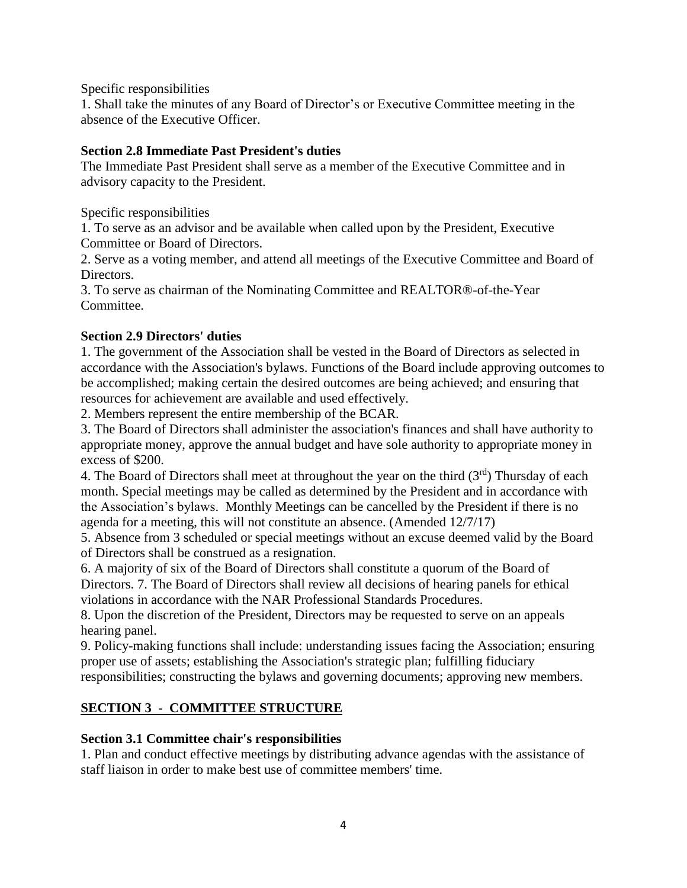Specific responsibilities

1. Shall take the minutes of any Board of Director's or Executive Committee meeting in the absence of the Executive Officer.

**Section 2.8 Immediate Past President's duties**

The Immediate Past President shall serve as a member of the Executive Committee and in advisory capacity to the President.

Specific responsibilities

1. To serve as an advisor and be available when called upon by the President, Executive Committee or Board of Directors.
2. Serve as a voting member, and attend all meetings of the Executive Committee and Board of Directors.
3. To serve as chairman of the Nominating Committee and REALTOR®-of-the-Year Committee.

**Section 2.9 Directors' duties**

1. The government of the Association shall be vested in the Board of Directors as selected in accordance with the Association's bylaws. Functions of the Board include approving outcomes to be accomplished; making certain the desired outcomes are being achieved; and ensuring that resources for achievement are available and used effectively.
2. Members represent the entire membership of the BCAR.
3. The Board of Directors shall administer the association's finances and shall have authority to appropriate money, approve the annual budget and have sole authority to appropriate money in excess of $200.
4. The Board of Directors shall meet at throughout the year on the third (3rd) Thursday of each month. Special meetings may be called as determined by the President and in accordance with the Association's bylaws. Monthly Meetings can be cancelled by the President if there is no agenda for a meeting, this will not constitute an absence. (Amended 12/7/17)
5. Absence from 3 scheduled or special meetings without an excuse deemed valid by the Board of Directors shall be construed as a resignation.
6. A majority of six of the Board of Directors shall constitute a quorum of the Board of Directors. 7. The Board of Directors shall review all decisions of hearing panels for ethical violations in accordance with the NAR Professional Standards Procedures.
8. Upon the discretion of the President, Directors may be requested to serve on an appeals hearing panel.
9. Policy-making functions shall include: understanding issues facing the Association; ensuring proper use of assets; establishing the Association's strategic plan; fulfilling fiduciary responsibilities; constructing the bylaws and governing documents; approving new members.

## SECTION 3 - COMMITTEE STRUCTURE

**Section 3.1 Committee chair's responsibilities**

1. Plan and conduct effective meetings by distributing advance agendas with the assistance of staff liaison in order to make best use of committee members' time.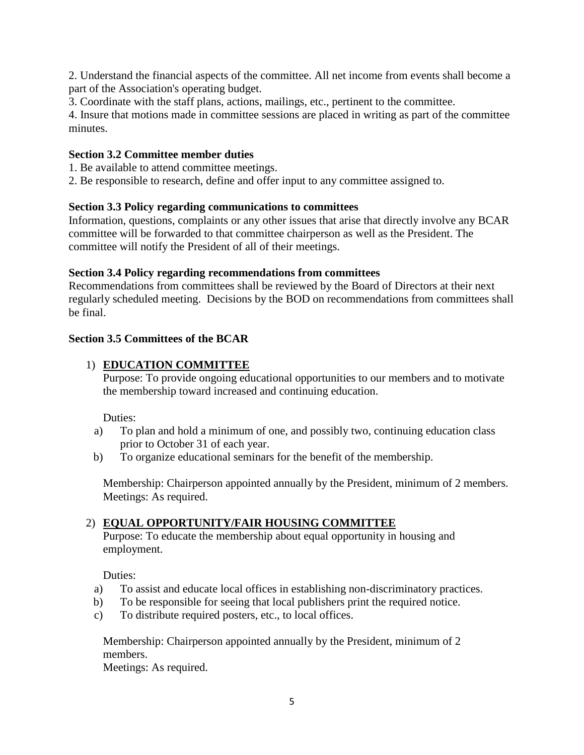2. Understand the financial aspects of the committee. All net income from events shall become a part of the Association's operating budget.
3. Coordinate with the staff plans, actions, mailings, etc., pertinent to the committee.
4. Insure that motions made in committee sessions are placed in writing as part of the committee minutes.

**Section 3.2 Committee member duties**

1. Be available to attend committee meetings.
2. Be responsible to research, define and offer input to any committee assigned to.

**Section 3.3 Policy regarding communications to committees**

Information, questions, complaints or any other issues that arise that directly involve any BCAR committee will be forwarded to that committee chairperson as well as the President. The committee will notify the President of all of their meetings.

**Section 3.4 Policy regarding recommendations from committees**

Recommendations from committees shall be reviewed by the Board of Directors at their next regularly scheduled meeting. Decisions by the BOD on recommendations from committees shall be final.

**Section 3.5 Committees of the BCAR**

1) **EDUCATION COMMITTEE**

Purpose: To provide ongoing educational opportunities to our members and to motivate the membership toward increased and continuing education.

Duties:

a) To plan and hold a minimum of one, and possibly two, continuing education class prior to October 31 of each year.
b) To organize educational seminars for the benefit of the membership.

Membership: Chairperson appointed annually by the President, minimum of 2 members.
Meetings: As required.

2) **EQUAL OPPORTUNITY/FAIR HOUSING COMMITTEE**

Purpose: To educate the membership about equal opportunity in housing and employment.

Duties:

a) To assist and educate local offices in establishing non-discriminatory practices.
b) To be responsible for seeing that local publishers print the required notice.
c) To distribute required posters, etc., to local offices.

Membership: Chairperson appointed annually by the President, minimum of 2 members.
Meetings: As required.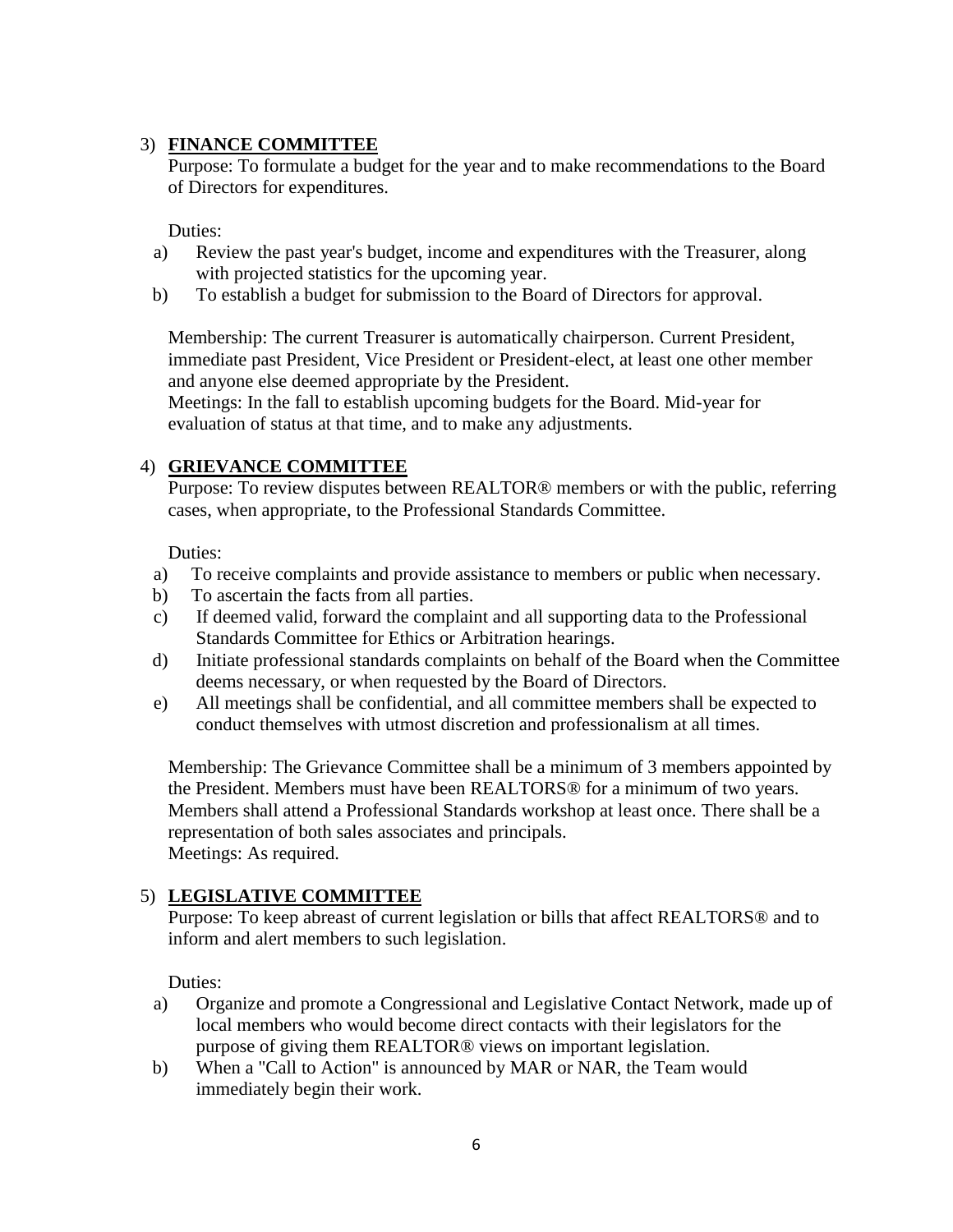3) **FINANCE COMMITTEE**

Purpose: To formulate a budget for the year and to make recommendations to the Board of Directors for expenditures.

Duties:

a) Review the past year's budget, income and expenditures with the Treasurer, along with projected statistics for the upcoming year.
b) To establish a budget for submission to the Board of Directors for approval.

Membership: The current Treasurer is automatically chairperson. Current President, immediate past President, Vice President or President-elect, at least one other member and anyone else deemed appropriate by the President.
Meetings: In the fall to establish upcoming budgets for the Board. Mid-year for evaluation of status at that time, and to make any adjustments.

4) **GRIEVANCE COMMITTEE**

Purpose: To review disputes between REALTOR® members or with the public, referring cases, when appropriate, to the Professional Standards Committee.

Duties:

a) To receive complaints and provide assistance to members or public when necessary.
b) To ascertain the facts from all parties.
c) If deemed valid, forward the complaint and all supporting data to the Professional Standards Committee for Ethics or Arbitration hearings.
d) Initiate professional standards complaints on behalf of the Board when the Committee deems necessary, or when requested by the Board of Directors.
e) All meetings shall be confidential, and all committee members shall be expected to conduct themselves with utmost discretion and professionalism at all times.

Membership: The Grievance Committee shall be a minimum of 3 members appointed by the President. Members must have been REALTORS® for a minimum of two years. Members shall attend a Professional Standards workshop at least once. There shall be a representation of both sales associates and principals.
Meetings: As required.

5) **LEGISLATIVE COMMITTEE**

Purpose: To keep abreast of current legislation or bills that affect REALTORS® and to inform and alert members to such legislation.

Duties:

a) Organize and promote a Congressional and Legislative Contact Network, made up of local members who would become direct contacts with their legislators for the purpose of giving them REALTOR® views on important legislation.
b) When a "Call to Action" is announced by MAR or NAR, the Team would immediately begin their work.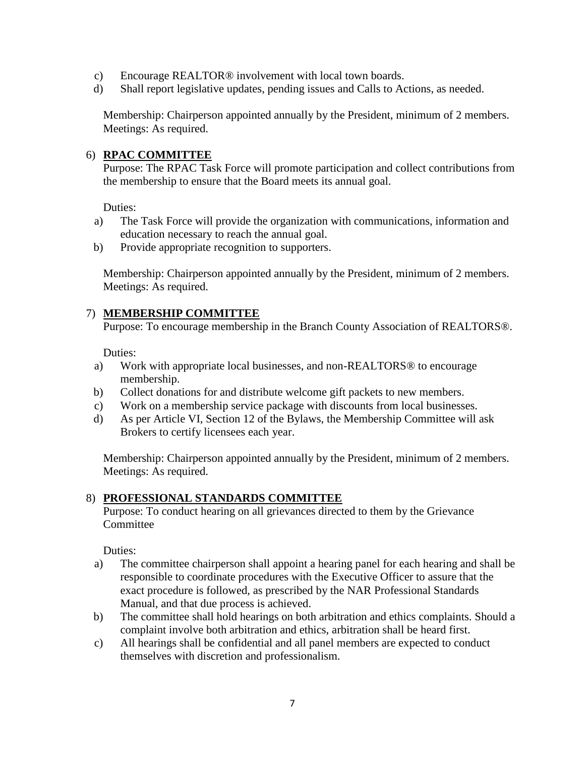c) Encourage REALTOR® involvement with local town boards.
d) Shall report legislative updates, pending issues and Calls to Actions, as needed.

Membership: Chairperson appointed annually by the President, minimum of 2 members.
Meetings: As required.

6) **RPAC COMMITTEE**

Purpose: The RPAC Task Force will promote participation and collect contributions from the membership to ensure that the Board meets its annual goal.

Duties:

a) The Task Force will provide the organization with communications, information and education necessary to reach the annual goal.
b) Provide appropriate recognition to supporters.

Membership: Chairperson appointed annually by the President, minimum of 2 members.
Meetings: As required.

7) **MEMBERSHIP COMMITTEE**

Purpose: To encourage membership in the Branch County Association of REALTORS®.

Duties:

a) Work with appropriate local businesses, and non-REALTORS® to encourage membership.
b) Collect donations for and distribute welcome gift packets to new members.
c) Work on a membership service package with discounts from local businesses.
d) As per Article VI, Section 12 of the Bylaws, the Membership Committee will ask Brokers to certify licensees each year.

Membership: Chairperson appointed annually by the President, minimum of 2 members.
Meetings: As required.

8) **PROFESSIONAL STANDARDS COMMITTEE**

Purpose: To conduct hearing on all grievances directed to them by the Grievance Committee

Duties:

a) The committee chairperson shall appoint a hearing panel for each hearing and shall be responsible to coordinate procedures with the Executive Officer to assure that the exact procedure is followed, as prescribed by the NAR Professional Standards Manual, and that due process is achieved.
b) The committee shall hold hearings on both arbitration and ethics complaints. Should a complaint involve both arbitration and ethics, arbitration shall be heard first.
c) All hearings shall be confidential and all panel members are expected to conduct themselves with discretion and professionalism.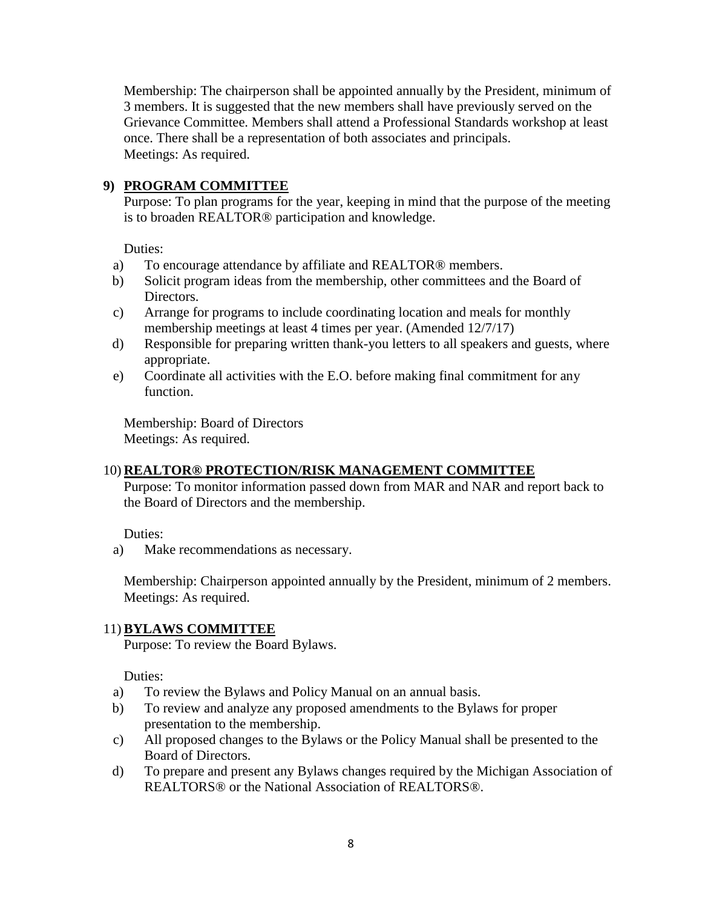Membership: The chairperson shall be appointed annually by the President, minimum of 3 members. It is suggested that the new members shall have previously served on the Grievance Committee. Members shall attend a Professional Standards workshop at least once. There shall be a representation of both associates and principals.
Meetings: As required.

### 9) PROGRAM COMMITTEE

Purpose: To plan programs for the year, keeping in mind that the purpose of the meeting is to broaden REALTOR® participation and knowledge.

Duties:

a) To encourage attendance by affiliate and REALTOR® members.
b) Solicit program ideas from the membership, other committees and the Board of Directors.
c) Arrange for programs to include coordinating location and meals for monthly membership meetings at least 4 times per year. (Amended 12/7/17)
d) Responsible for preparing written thank-you letters to all speakers and guests, where appropriate.
e) Coordinate all activities with the E.O. before making final commitment for any function.

Membership: Board of Directors
Meetings: As required.

### 10) REALTOR® PROTECTION/RISK MANAGEMENT COMMITTEE

Purpose: To monitor information passed down from MAR and NAR and report back to the Board of Directors and the membership.

Duties:

a) Make recommendations as necessary.

Membership: Chairperson appointed annually by the President, minimum of 2 members.
Meetings: As required.

### 11) BYLAWS COMMITTEE

Purpose: To review the Board Bylaws.

Duties:

a) To review the Bylaws and Policy Manual on an annual basis.
b) To review and analyze any proposed amendments to the Bylaws for proper presentation to the membership.
c) All proposed changes to the Bylaws or the Policy Manual shall be presented to the Board of Directors.
d) To prepare and present any Bylaws changes required by the Michigan Association of REALTORS® or the National Association of REALTORS®.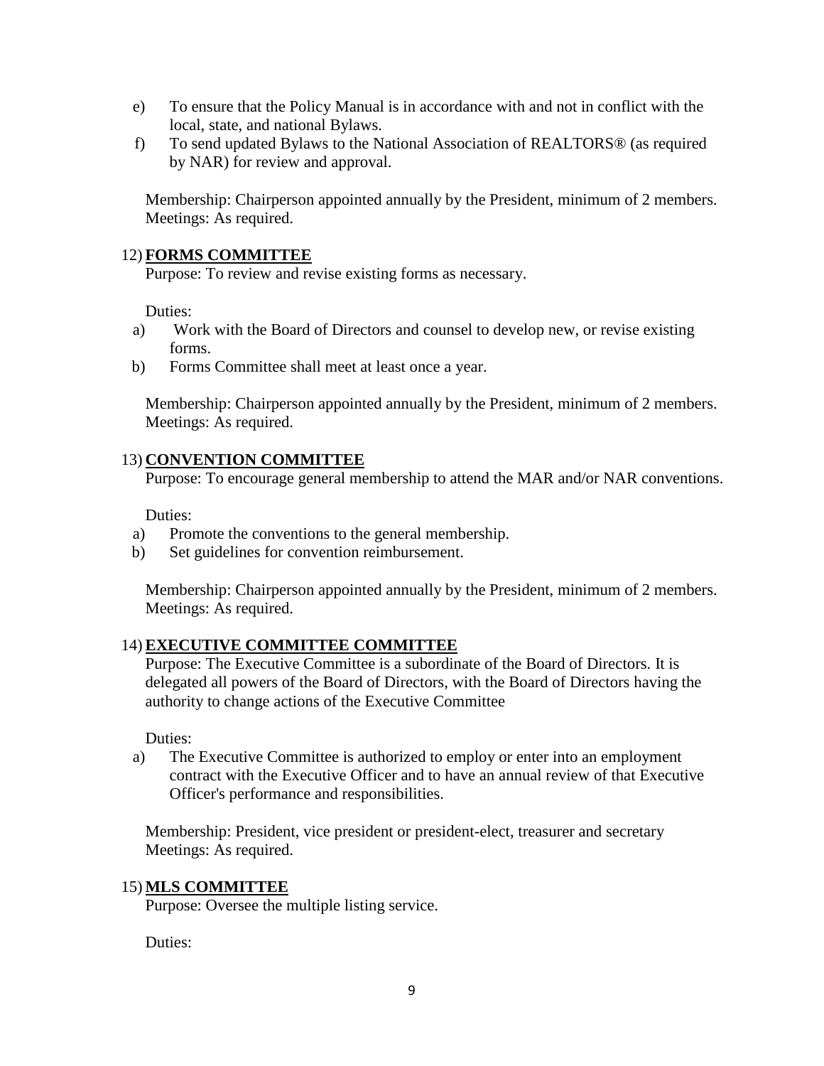e) To ensure that the Policy Manual is in accordance with and not in conflict with the local, state, and national Bylaws.

f) To send updated Bylaws to the National Association of REALTORS® (as required by NAR) for review and approval.

Membership: Chairperson appointed annually by the President, minimum of 2 members.
Meetings: As required.

12) **FORMS COMMITTEE**

Purpose: To review and revise existing forms as necessary.

Duties:

a) Work with the Board of Directors and counsel to develop new, or revise existing forms.

b) Forms Committee shall meet at least once a year.

Membership: Chairperson appointed annually by the President, minimum of 2 members.
Meetings: As required.

13) **CONVENTION COMMITTEE**

Purpose: To encourage general membership to attend the MAR and/or NAR conventions.

Duties:

a) Promote the conventions to the general membership.

b) Set guidelines for convention reimbursement.

Membership: Chairperson appointed annually by the President, minimum of 2 members.
Meetings: As required.

14) **EXECUTIVE COMMITTEE COMMITTEE**

Purpose: The Executive Committee is a subordinate of the Board of Directors. It is delegated all powers of the Board of Directors, with the Board of Directors having the authority to change actions of the Executive Committee

Duties:

a) The Executive Committee is authorized to employ or enter into an employment contract with the Executive Officer and to have an annual review of that Executive Officer's performance and responsibilities.

Membership: President, vice president or president-elect, treasurer and secretary
Meetings: As required.

15) **MLS COMMITTEE**

Purpose: Oversee the multiple listing service.

Duties: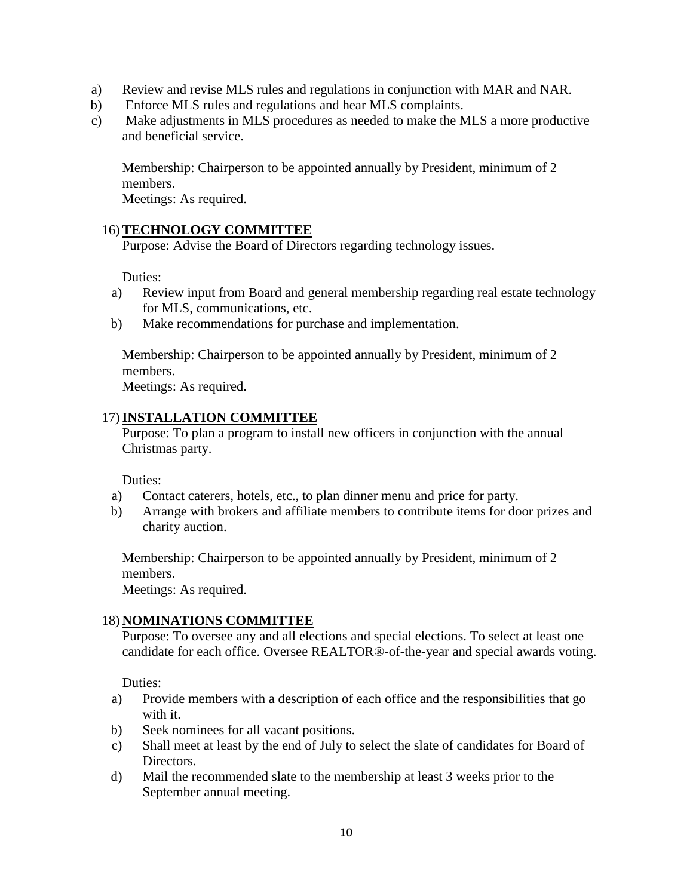a) Review and revise MLS rules and regulations in conjunction with MAR and NAR.
b) Enforce MLS rules and regulations and hear MLS complaints.
c) Make adjustments in MLS procedures as needed to make the MLS a more productive and beneficial service.

Membership: Chairperson to be appointed annually by President, minimum of 2 members.
Meetings: As required.

16) **TECHNOLOGY COMMITTEE**

Purpose: Advise the Board of Directors regarding technology issues.

Duties:

a) Review input from Board and general membership regarding real estate technology for MLS, communications, etc.
b) Make recommendations for purchase and implementation.

Membership: Chairperson to be appointed annually by President, minimum of 2 members.
Meetings: As required.

17) **INSTALLATION COMMITTEE**

Purpose: To plan a program to install new officers in conjunction with the annual Christmas party.

Duties:

a) Contact caterers, hotels, etc., to plan dinner menu and price for party.
b) Arrange with brokers and affiliate members to contribute items for door prizes and charity auction.

Membership: Chairperson to be appointed annually by President, minimum of 2 members.
Meetings: As required.

18) **NOMINATIONS COMMITTEE**

Purpose: To oversee any and all elections and special elections. To select at least one candidate for each office. Oversee REALTOR®-of-the-year and special awards voting.

Duties:

a) Provide members with a description of each office and the responsibilities that go with it.
b) Seek nominees for all vacant positions.
c) Shall meet at least by the end of July to select the slate of candidates for Board of Directors.
d) Mail the recommended slate to the membership at least 3 weeks prior to the September annual meeting.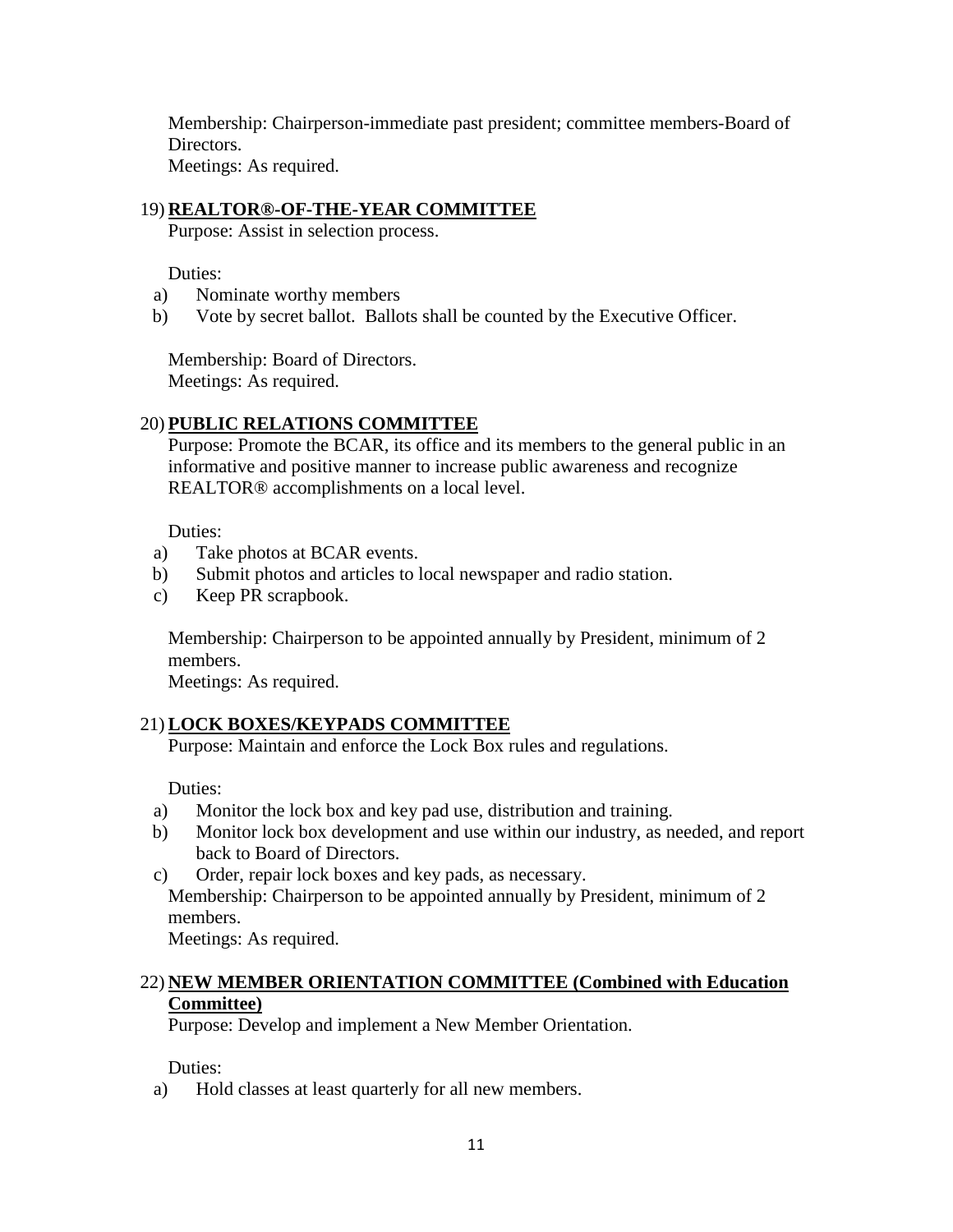Membership: Chairperson-immediate past president; committee members-Board of Directors.
Meetings: As required.

19) **REALTOR®-OF-THE-YEAR COMMITTEE**

Purpose: Assist in selection process.

Duties:

a) Nominate worthy members
b) Vote by secret ballot. Ballots shall be counted by the Executive Officer.

Membership: Board of Directors.
Meetings: As required.

20) **PUBLIC RELATIONS COMMITTEE**

Purpose: Promote the BCAR, its office and its members to the general public in an informative and positive manner to increase public awareness and recognize REALTOR® accomplishments on a local level.

Duties:

a) Take photos at BCAR events.
b) Submit photos and articles to local newspaper and radio station.
c) Keep PR scrapbook.

Membership: Chairperson to be appointed annually by President, minimum of 2 members.
Meetings: As required.

21) **LOCK BOXES/KEYPADS COMMITTEE**

Purpose: Maintain and enforce the Lock Box rules and regulations.

Duties:

a) Monitor the lock box and key pad use, distribution and training.
b) Monitor lock box development and use within our industry, as needed, and report back to Board of Directors.
c) Order, repair lock boxes and key pads, as necessary.

Membership: Chairperson to be appointed annually by President, minimum of 2 members.
Meetings: As required.

22) **NEW MEMBER ORIENTATION COMMITTEE (Combined with Education Committee)**

Purpose: Develop and implement a New Member Orientation.

Duties:

a) Hold classes at least quarterly for all new members.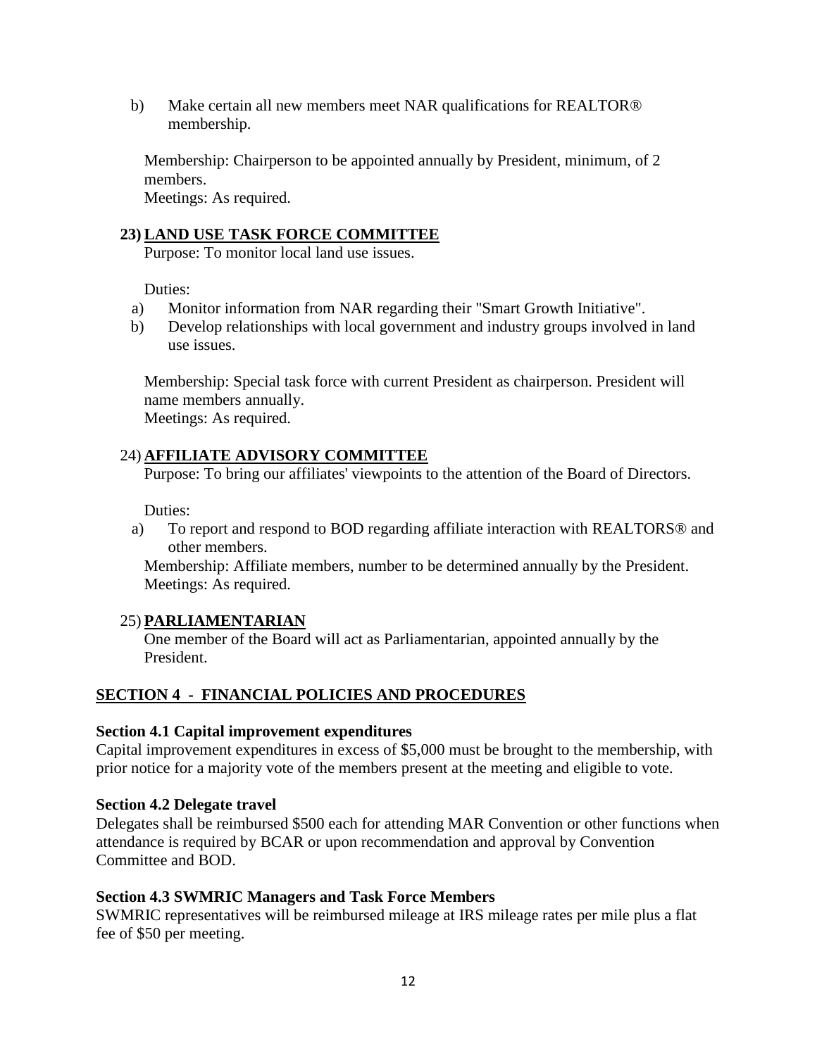b) Make certain all new members meet NAR qualifications for REALTOR® membership.

Membership: Chairperson to be appointed annually by President, minimum, of 2 members.
Meetings: As required.

**23) <u>LAND USE TASK FORCE COMMITTEE</u>**

Purpose: To monitor local land use issues.

Duties:

a) Monitor information from NAR regarding their "Smart Growth Initiative".
b) Develop relationships with local government and industry groups involved in land use issues.

Membership: Special task force with current President as chairperson. President will name members annually.
Meetings: As required.

24) **<u>AFFILIATE ADVISORY COMMITTEE</u>**

Purpose: To bring our affiliates' viewpoints to the attention of the Board of Directors.

Duties:

a) To report and respond to BOD regarding affiliate interaction with REALTORS® and other members.

Membership: Affiliate members, number to be determined annually by the President.
Meetings: As required.

25) **<u>PARLIAMENTARIAN</u>**

One member of the Board will act as Parliamentarian, appointed annually by the President.

## <u>SECTION 4 - FINANCIAL POLICIES AND PROCEDURES</u>

**Section 4.1 Capital improvement expenditures**

Capital improvement expenditures in excess of $5,000 must be brought to the membership, with prior notice for a majority vote of the members present at the meeting and eligible to vote.

**Section 4.2 Delegate travel**

Delegates shall be reimbursed $500 each for attending MAR Convention or other functions when attendance is required by BCAR or upon recommendation and approval by Convention Committee and BOD.

**Section 4.3 SWMRIC Managers and Task Force Members**

SWMRIC representatives will be reimbursed mileage at IRS mileage rates per mile plus a flat fee of $50 per meeting.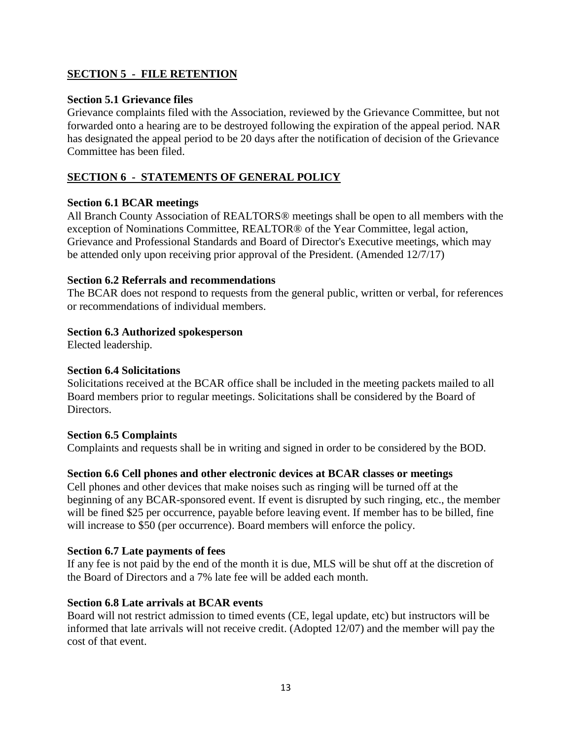## SECTION 5 - FILE RETENTION

### Section 5.1 Grievance files

Grievance complaints filed with the Association, reviewed by the Grievance Committee, but not forwarded onto a hearing are to be destroyed following the expiration of the appeal period. NAR has designated the appeal period to be 20 days after the notification of decision of the Grievance Committee has been filed.

## SECTION 6 - STATEMENTS OF GENERAL POLICY

### Section 6.1 BCAR meetings

All Branch County Association of REALTORS® meetings shall be open to all members with the exception of Nominations Committee, REALTOR® of the Year Committee, legal action, Grievance and Professional Standards and Board of Director's Executive meetings, which may be attended only upon receiving prior approval of the President. (Amended 12/7/17)

### Section 6.2 Referrals and recommendations

The BCAR does not respond to requests from the general public, written or verbal, for references or recommendations of individual members.

### Section 6.3 Authorized spokesperson

Elected leadership.

### Section 6.4 Solicitations

Solicitations received at the BCAR office shall be included in the meeting packets mailed to all Board members prior to regular meetings. Solicitations shall be considered by the Board of Directors.

### Section 6.5 Complaints

Complaints and requests shall be in writing and signed in order to be considered by the BOD.

### Section 6.6 Cell phones and other electronic devices at BCAR classes or meetings

Cell phones and other devices that make noises such as ringing will be turned off at the beginning of any BCAR-sponsored event. If event is disrupted by such ringing, etc., the member will be fined $25 per occurrence, payable before leaving event. If member has to be billed, fine will increase to $50 (per occurrence). Board members will enforce the policy.

### Section 6.7 Late payments of fees

If any fee is not paid by the end of the month it is due, MLS will be shut off at the discretion of the Board of Directors and a 7% late fee will be added each month.

### Section 6.8 Late arrivals at BCAR events

Board will not restrict admission to timed events (CE, legal update, etc) but instructors will be informed that late arrivals will not receive credit. (Adopted 12/07) and the member will pay the cost of that event.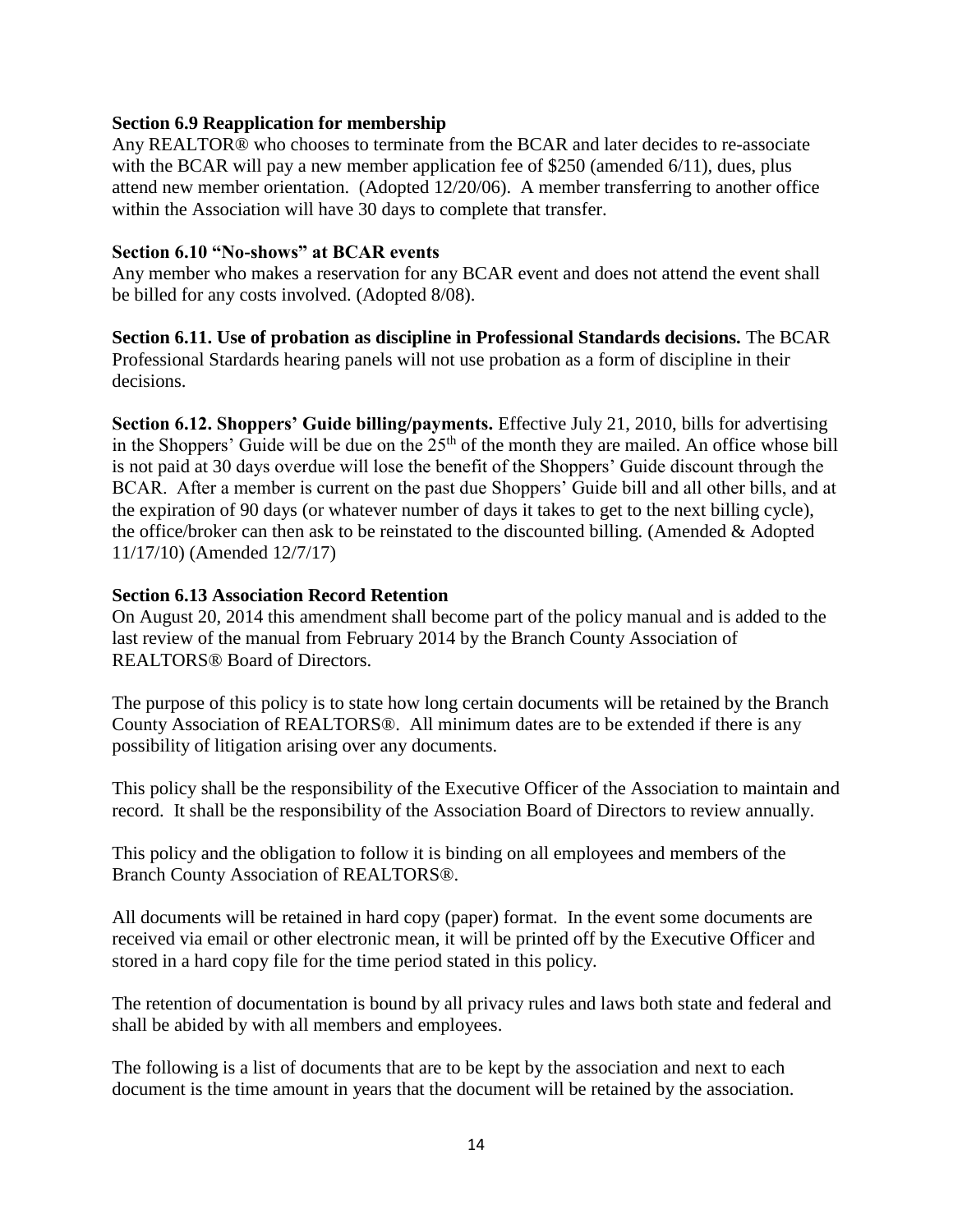**Section 6.9 Reapplication for membership**

Any REALTOR® who chooses to terminate from the BCAR and later decides to re-associate with the BCAR will pay a new member application fee of $250 (amended 6/11), dues, plus attend new member orientation. (Adopted 12/20/06). A member transferring to another office within the Association will have 30 days to complete that transfer.

**Section 6.10 "No-shows" at BCAR events**

Any member who makes a reservation for any BCAR event and does not attend the event shall be billed for any costs involved. (Adopted 8/08).

**Section 6.11. Use of probation as discipline in Professional Standards decisions.** The BCAR Professional Stardards hearing panels will not use probation as a form of discipline in their decisions.

**Section 6.12. Shoppers' Guide billing/payments.** Effective July 21, 2010, bills for advertising in the Shoppers' Guide will be due on the 25th of the month they are mailed. An office whose bill is not paid at 30 days overdue will lose the benefit of the Shoppers' Guide discount through the BCAR. After a member is current on the past due Shoppers' Guide bill and all other bills, and at the expiration of 90 days (or whatever number of days it takes to get to the next billing cycle), the office/broker can then ask to be reinstated to the discounted billing. (Amended & Adopted 11/17/10) (Amended 12/7/17)

**Section 6.13 Association Record Retention**

On August 20, 2014 this amendment shall become part of the policy manual and is added to the last review of the manual from February 2014 by the Branch County Association of REALTORS® Board of Directors.

The purpose of this policy is to state how long certain documents will be retained by the Branch County Association of REALTORS®. All minimum dates are to be extended if there is any possibility of litigation arising over any documents.

This policy shall be the responsibility of the Executive Officer of the Association to maintain and record. It shall be the responsibility of the Association Board of Directors to review annually.

This policy and the obligation to follow it is binding on all employees and members of the Branch County Association of REALTORS®.

All documents will be retained in hard copy (paper) format. In the event some documents are received via email or other electronic mean, it will be printed off by the Executive Officer and stored in a hard copy file for the time period stated in this policy.

The retention of documentation is bound by all privacy rules and laws both state and federal and shall be abided by with all members and employees.

The following is a list of documents that are to be kept by the association and next to each document is the time amount in years that the document will be retained by the association.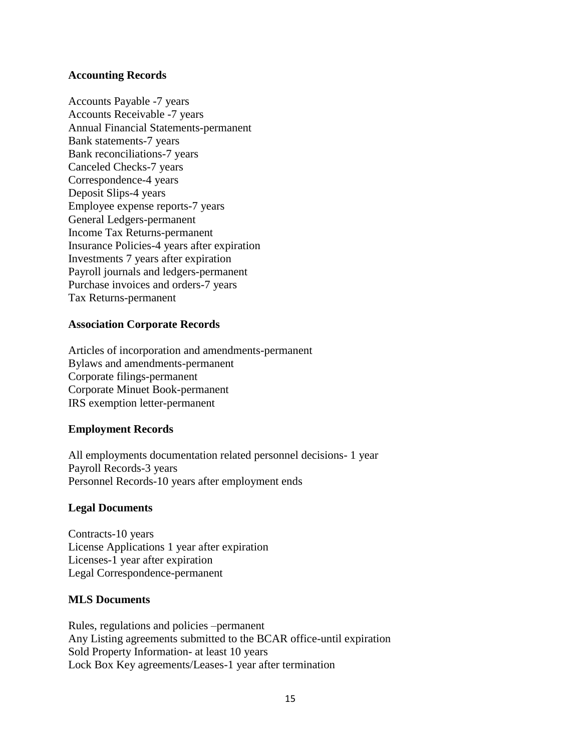**Accounting Records**

Accounts Payable -7 years
Accounts Receivable -7 years
Annual Financial Statements-permanent
Bank statements-7 years
Bank reconciliations-7 years
Canceled Checks-7 years
Correspondence-4 years
Deposit Slips-4 years
Employee expense reports-7 years
General Ledgers-permanent
Income Tax Returns-permanent
Insurance Policies-4 years after expiration
Investments 7 years after expiration
Payroll journals and ledgers-permanent
Purchase invoices and orders-7 years
Tax Returns-permanent

**Association Corporate Records**

Articles of incorporation and amendments-permanent
Bylaws and amendments-permanent
Corporate filings-permanent
Corporate Minuet Book-permanent
IRS exemption letter-permanent

**Employment Records**

All employments documentation related personnel decisions- 1 year
Payroll Records-3 years
Personnel Records-10 years after employment ends

**Legal Documents**

Contracts-10 years
License Applications 1 year after expiration
Licenses-1 year after expiration
Legal Correspondence-permanent

**MLS Documents**

Rules, regulations and policies –permanent
Any Listing agreements submitted to the BCAR office-until expiration
Sold Property Information- at least 10 years
Lock Box Key agreements/Leases-1 year after termination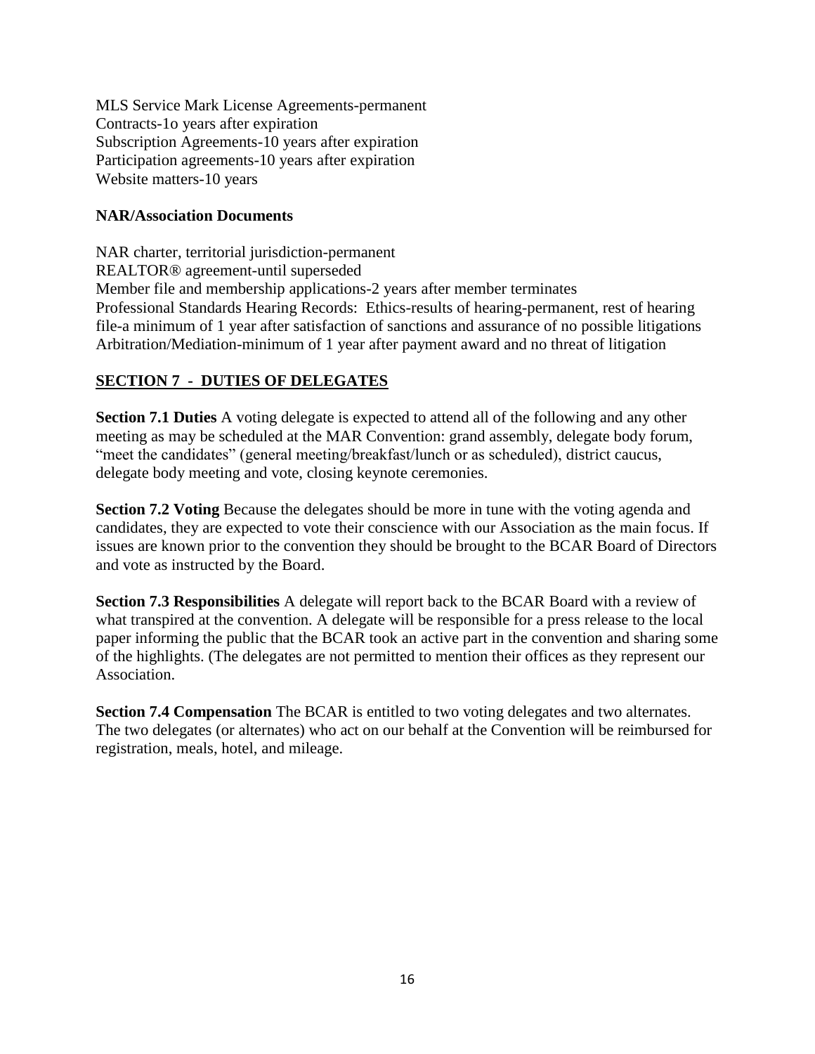MLS Service Mark License Agreements-permanent
Contracts-1o years after expiration
Subscription Agreements-10 years after expiration
Participation agreements-10 years after expiration
Website matters-10 years

**NAR/Association Documents**

NAR charter, territorial jurisdiction-permanent
REALTOR® agreement-until superseded
Member file and membership applications-2 years after member terminates
Professional Standards Hearing Records: Ethics-results of hearing-permanent, rest of hearing file-a minimum of 1 year after satisfaction of sanctions and assurance of no possible litigations
Arbitration/Mediation-minimum of 1 year after payment award and no threat of litigation

## SECTION 7 - DUTIES OF DELEGATES

**Section 7.1 Duties** A voting delegate is expected to attend all of the following and any other meeting as may be scheduled at the MAR Convention: grand assembly, delegate body forum, "meet the candidates" (general meeting/breakfast/lunch or as scheduled), district caucus, delegate body meeting and vote, closing keynote ceremonies.

**Section 7.2 Voting** Because the delegates should be more in tune with the voting agenda and candidates, they are expected to vote their conscience with our Association as the main focus. If issues are known prior to the convention they should be brought to the BCAR Board of Directors and vote as instructed by the Board.

**Section 7.3 Responsibilities** A delegate will report back to the BCAR Board with a review of what transpired at the convention. A delegate will be responsible for a press release to the local paper informing the public that the BCAR took an active part in the convention and sharing some of the highlights. (The delegates are not permitted to mention their offices as they represent our Association.

**Section 7.4 Compensation** The BCAR is entitled to two voting delegates and two alternates. The two delegates (or alternates) who act on our behalf at the Convention will be reimbursed for registration, meals, hotel, and mileage.